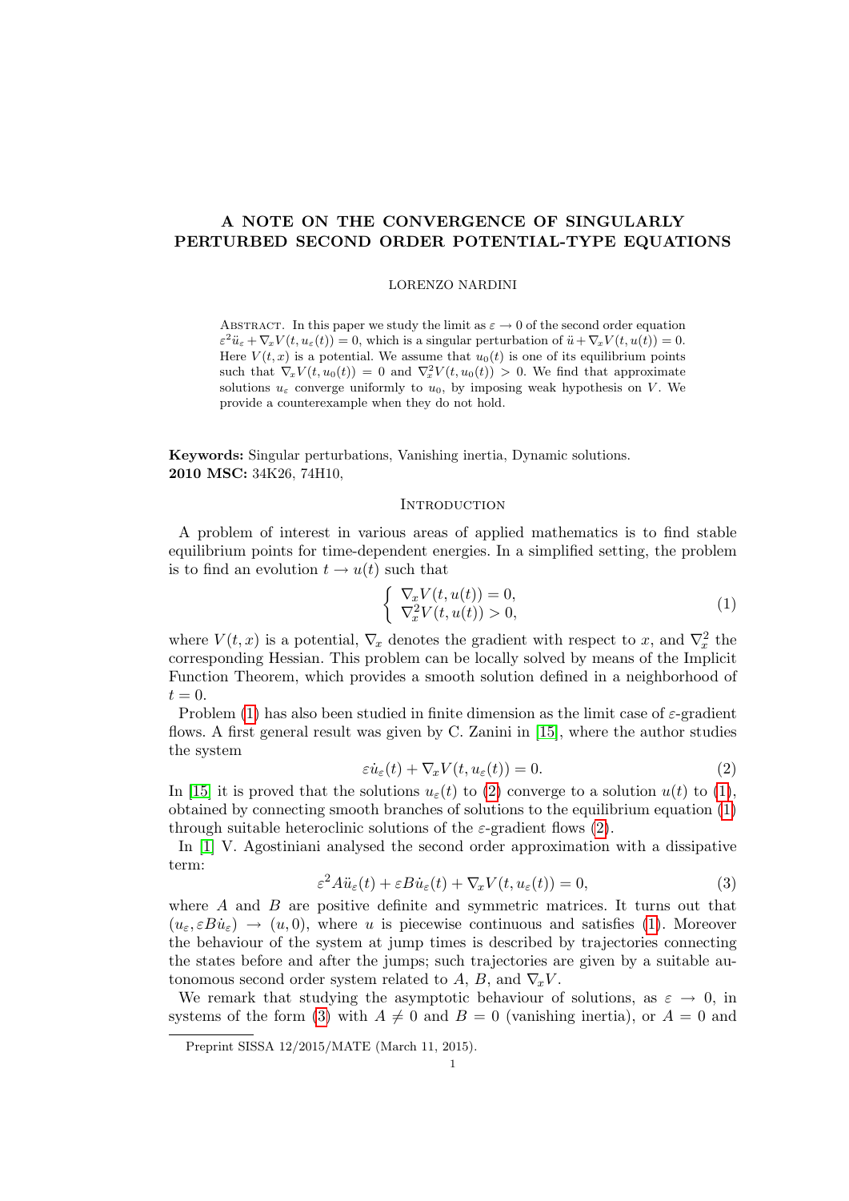# A NOTE ON THE CONVERGENCE OF SINGULARLY PERTURBED SECOND ORDER POTENTIAL-TYPE EQUATIONS

LORENZO NARDINI

ABSTRACT. In this paper we study the limit as $\varepsilon \to 0$ of the second order equation $\varepsilon^2\ddot{u}_\varepsilon + \nabla_x V(t, u_\varepsilon(t)) = 0$, which is a singular perturbation of $\ddot{u} + \nabla_x V(t, u(t)) = 0$. Here $V(t, x)$ is a potential. We assume that $u_0(t)$ is one of its equilibrium points such that $\nabla_x V(t, u_0(t)) = 0$ and $\nabla_x^2 V(t, u_0(t)) > 0$. We find that approximate solutions $u_\varepsilon$ converge uniformly to $u_0$, by imposing weak hypothesis on $V$. We provide a counterexample when they do not hold.

**Keywords:** Singular perturbations, Vanishing inertia, Dynamic solutions.
**2010 MSC:** 34K26, 74H10,

## Introduction

A problem of interest in various areas of applied mathematics is to find stable equilibrium points for time-dependent energies. In a simplified setting, the problem is to find an evolution $t \to u(t)$ such that

$$\begin{cases} \nabla_x V(t, u(t)) = 0, \\ \nabla_x^2 V(t, u(t)) > 0, \end{cases} \tag{1}$$

where $V(t, x)$ is a potential, $\nabla_x$ denotes the gradient with respect to $x$, and $\nabla_x^2$ the corresponding Hessian. This problem can be locally solved by means of the Implicit Function Theorem, which provides a smooth solution defined in a neighborhood of $t = 0$.

Problem (1) has also been studied in finite dimension as the limit case of $\varepsilon$-gradient flows. A first general result was given by C. Zanini in [15], where the author studies the system

$$\varepsilon\dot{u}_\varepsilon(t) + \nabla_x V(t, u_\varepsilon(t)) = 0. \tag{2}$$

In [15] it is proved that the solutions $u_\varepsilon(t)$ to (2) converge to a solution $u(t)$ to (1), obtained by connecting smooth branches of solutions to the equilibrium equation (1) through suitable heteroclinic solutions of the $\varepsilon$-gradient flows (2).

In [1] V. Agostiniani analysed the second order approximation with a dissipative term:

$$\varepsilon^2 A\ddot{u}_\varepsilon(t) + \varepsilon B\dot{u}_\varepsilon(t) + \nabla_x V(t, u_\varepsilon(t)) = 0, \tag{3}$$

where $A$ and $B$ are positive definite and symmetric matrices. It turns out that $(u_\varepsilon, \varepsilon B\dot{u}_\varepsilon) \to (u, 0)$, where $u$ is piecewise continuous and satisfies (1). Moreover the behaviour of the system at jump times is described by trajectories connecting the states before and after the jumps; such trajectories are given by a suitable autonomous second order system related to $A$, $B$, and $\nabla_x V$.

We remark that studying the asymptotic behaviour of solutions, as $\varepsilon \to 0$, in systems of the form (3) with $A \neq 0$ and $B = 0$ (vanishing inertia), or $A = 0$ and

Preprint SISSA 12/2015/MATE (March 11, 2015).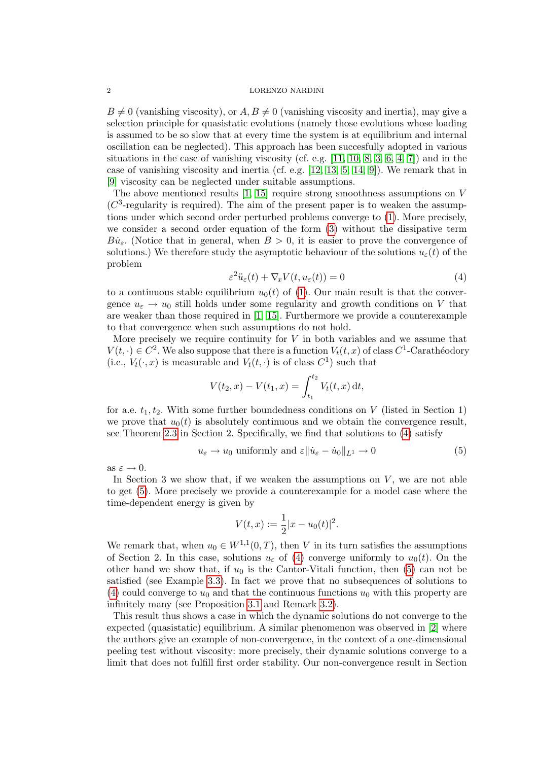$B \neq 0$ (vanishing viscosity), or $A, B \neq 0$ (vanishing viscosity and inertia), may give a selection principle for quasistatic evolutions (namely those evolutions whose loading is assumed to be so slow that at every time the system is at equilibrium and internal oscillation can be neglected). This approach has been succesfully adopted in various situations in the case of vanishing viscosity (cf. e.g. [11, 10, 8, 3, 6, 4, 7]) and in the case of vanishing viscosity and inertia (cf. e.g. [12, 13, 5, 14, 9]). We remark that in [9] viscosity can be neglected under suitable assumptions.

The above mentioned results [1, 15] require strong smoothness assumptions on $V$ ($C^3$-regularity is required). The aim of the present paper is to weaken the assumptions under which second order perturbed problems converge to (1). More precisely, we consider a second order equation of the form (3) without the dissipative term $B\dot{u}_\varepsilon$. (Notice that in general, when $B > 0$, it is easier to prove the convergence of solutions.) We therefore study the asymptotic behaviour of the solutions $u_\varepsilon(t)$ of the problem

$$\varepsilon^2 \ddot{u}_\varepsilon(t) + \nabla_x V(t, u_\varepsilon(t)) = 0 \tag{4}$$

to a continuous stable equilibrium $u_0(t)$ of (1). Our main result is that the convergence $u_\varepsilon \to u_0$ still holds under some regularity and growth conditions on $V$ that are weaker than those required in [1, 15]. Furthermore we provide a counterexample to that convergence when such assumptions do not hold.

More precisely we require continuity for $V$ in both variables and we assume that $V(t, \cdot) \in C^2$. We also suppose that there is a function $V_t(t, x)$ of class $C^1$-Carathéodory (i.e., $V_t(\cdot, x)$ is measurable and $V_t(t, \cdot)$ is of class $C^1$) such that

$$V(t_2, x) - V(t_1, x) = \int_{t_1}^{t_2} V_t(t, x)\, \mathrm{d}t,$$

for a.e. $t_1, t_2$. With some further boundedness conditions on $V$ (listed in Section 1) we prove that $u_0(t)$ is absolutely continuous and we obtain the convergence result, see Theorem 2.3 in Section 2. Specifically, we find that solutions to (4) satisfy

$$u_\varepsilon \to u_0 \text{ uniformly and } \varepsilon \|\dot{u}_\varepsilon - \dot{u}_0\|_{L^1} \to 0 \tag{5}$$

as $\varepsilon \to 0$.

In Section 3 we show that, if we weaken the assumptions on $V$, we are not able to get (5). More precisely we provide a counterexample for a model case where the time-dependent energy is given by

$$V(t, x) := \frac{1}{2}|x - u_0(t)|^2.$$

We remark that, when $u_0 \in W^{1,1}(0, T)$, then $V$ in its turn satisfies the assumptions of Section 2. In this case, solutions $u_\varepsilon$ of (4) converge uniformly to $u_0(t)$. On the other hand we show that, if $u_0$ is the Cantor-Vitali function, then (5) can not be satisfied (see Example 3.3). In fact we prove that no subsequences of solutions to (4) could converge to $u_0$ and that the continuous functions $u_0$ with this property are infinitely many (see Proposition 3.1 and Remark 3.2).

This result thus shows a case in which the dynamic solutions do not converge to the expected (quasistatic) equilibrium. A similar phenomenon was observed in [2] where the authors give an example of non-convergence, in the context of a one-dimensional peeling test without viscosity: more precisely, their dynamic solutions converge to a limit that does not fulfill first order stability. Our non-convergence result in Section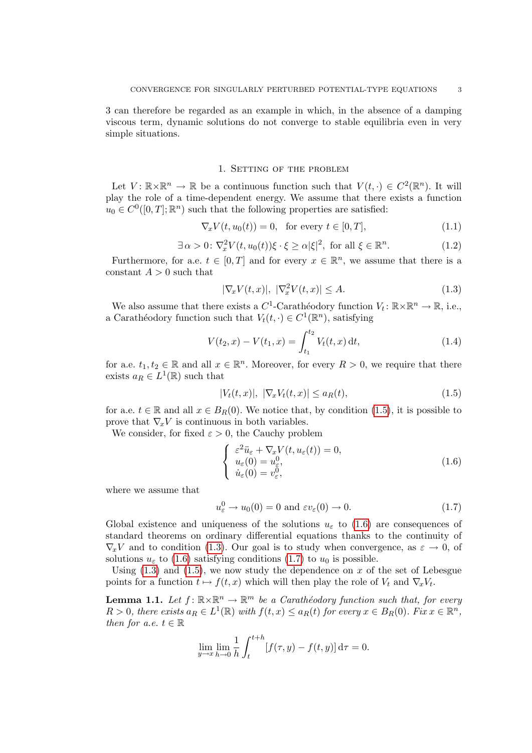3 can therefore be regarded as an example in which, in the absence of a damping viscous term, dynamic solutions do not converge to stable equilibria even in very simple situations.

## 1. Setting of the problem

Let $V\colon \mathbb{R}\times\mathbb{R}^n \to \mathbb{R}$ be a continuous function such that $V(t,\cdot) \in C^2(\mathbb{R}^n)$. It will play the role of a time-dependent energy. We assume that there exists a function $u_0 \in C^0([0,T];\mathbb{R}^n)$ such that the following properties are satisfied:

$$\nabla_x V(t, u_0(t)) = 0, \quad \text{for every } t \in [0,T], \tag{1.1}$$

$$\exists\, \alpha > 0\colon \nabla_x^2 V(t, u_0(t))\xi \cdot \xi \geq \alpha |\xi|^2, \text{ for all } \xi \in \mathbb{R}^n. \tag{1.2}$$

Furthermore, for a.e. $t \in [0,T]$ and for every $x \in \mathbb{R}^n$, we assume that there is a constant $A > 0$ such that

$$|\nabla_x V(t,x)|,\ |\nabla_x^2 V(t,x)| \leq A. \tag{1.3}$$

We also assume that there exists a $C^1$-Carathéodory function $V_t\colon \mathbb{R}\times\mathbb{R}^n \to \mathbb{R}$, i.e., a Carathéodory function such that $V_t(t,\cdot) \in C^1(\mathbb{R}^n)$, satisfying

$$V(t_2, x) - V(t_1, x) = \int_{t_1}^{t_2} V_t(t,x)\,\mathrm{d}t, \tag{1.4}$$

for a.e. $t_1, t_2 \in \mathbb{R}$ and all $x \in \mathbb{R}^n$. Moreover, for every $R > 0$, we require that there exists $a_R \in L^1(\mathbb{R})$ such that

$$|V_t(t,x)|,\ |\nabla_x V_t(t,x)| \leq a_R(t), \tag{1.5}$$

for a.e. $t \in \mathbb{R}$ and all $x \in B_R(0)$. We notice that, by condition (1.5), it is possible to prove that $\nabla_x V$ is continuous in both variables.

We consider, for fixed $\varepsilon > 0$, the Cauchy problem

$$\begin{cases} \varepsilon^2 \ddot{u}_\varepsilon + \nabla_x V(t, u_\varepsilon(t)) = 0, \\ u_\varepsilon(0) = u_\varepsilon^0, \\ \dot{u}_\varepsilon(0) = v_\varepsilon^0, \end{cases} \tag{1.6}$$

where we assume that

$$u_\varepsilon^0 \to u_0(0) = 0 \text{ and } \varepsilon v_\varepsilon(0) \to 0. \tag{1.7}$$

Global existence and uniqueness of the solutions $u_\varepsilon$ to (1.6) are consequences of standard theorems on ordinary differential equations thanks to the continuity of $\nabla_x V$ and to condition (1.3). Our goal is to study when convergence, as $\varepsilon \to 0$, of solutions $u_\varepsilon$ to (1.6) satisfying conditions (1.7) to $u_0$ is possible.

Using (1.3) and (1.5), we now study the dependence on $x$ of the set of Lebesgue points for a function $t \mapsto f(t,x)$ which will then play the role of $V_t$ and $\nabla_x V_t$.

**Lemma 1.1.** *Let $f\colon \mathbb{R}\times\mathbb{R}^n \to \mathbb{R}^m$ be a Carathéodory function such that, for every $R > 0$, there exists $a_R \in L^1(\mathbb{R})$ with $f(t,x) \leq a_R(t)$ for every $x \in B_R(0)$. Fix $x \in \mathbb{R}^n$, then for a.e. $t \in \mathbb{R}$*

$$\lim_{y \to x} \lim_{h \to 0} \frac{1}{h} \int_t^{t+h} [f(\tau, y) - f(t,y)]\,\mathrm{d}\tau = 0.$$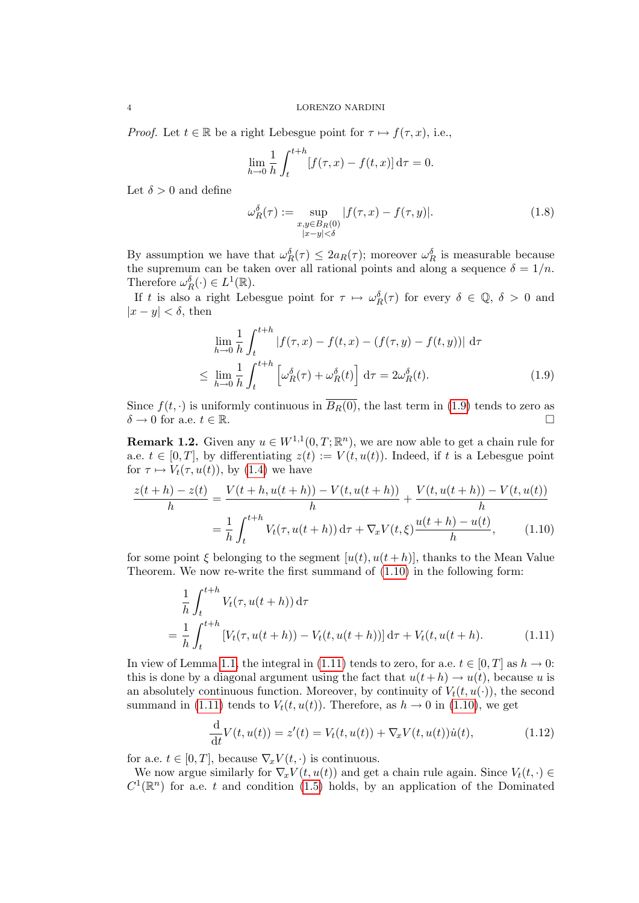*Proof.* Let $t \in \mathbb{R}$ be a right Lebesgue point for $\tau \mapsto f(\tau, x)$, i.e.,

$$\lim_{h \to 0} \frac{1}{h} \int_t^{t+h} [f(\tau, x) - f(t, x)] \, \mathrm{d}\tau = 0.$$

Let $\delta > 0$ and define

$$\omega_R^\delta(\tau) := \sup_{\substack{x,y \in B_R(0) \\ |x-y|<\delta}} |f(\tau, x) - f(\tau, y)|. \tag{1.8}$$

By assumption we have that $\omega_R^\delta(\tau) \leq 2a_R(\tau)$; moreover $\omega_R^\delta$ is measurable because the supremum can be taken over all rational points and along a sequence $\delta = 1/n$. Therefore $\omega_R^\delta(\cdot) \in L^1(\mathbb{R})$.

If $t$ is also a right Lebesgue point for $\tau \mapsto \omega_R^\delta(\tau)$ for every $\delta \in \mathbb{Q}$, $\delta > 0$ and $|x - y| < \delta$, then

$$\begin{aligned}
&\lim_{h \to 0} \frac{1}{h} \int_t^{t+h} |f(\tau, x) - f(t, x) - (f(\tau, y) - f(t, y))| \, \mathrm{d}\tau \\
&\leq \lim_{h \to 0} \frac{1}{h} \int_t^{t+h} \left[\omega_R^\delta(\tau) + \omega_R^\delta(t)\right] \mathrm{d}\tau = 2\omega_R^\delta(t).
\end{aligned} \tag{1.9}$$

Since $f(t, \cdot)$ is uniformly continuous in $\overline{B_R(0)}$, the last term in (1.9) tends to zero as $\delta \to 0$ for a.e. $t \in \mathbb{R}$. □

**Remark 1.2.** Given any $u \in W^{1,1}(0, T; \mathbb{R}^n)$, we are now able to get a chain rule for a.e. $t \in [0, T]$, by differentiating $z(t) := V(t, u(t))$. Indeed, if $t$ is a Lebesgue point for $\tau \mapsto V_t(\tau, u(t))$, by (1.4) we have

$$\begin{aligned}
\frac{z(t+h) - z(t)}{h} &= \frac{V(t+h, u(t+h)) - V(t, u(t+h))}{h} + \frac{V(t, u(t+h)) - V(t, u(t))}{h} \\
&= \frac{1}{h} \int_t^{t+h} V_t(\tau, u(t+h)) \, \mathrm{d}\tau + \nabla_x V(t, \xi) \frac{u(t+h) - u(t)}{h},
\end{aligned} \tag{1.10}$$

for some point $\xi$ belonging to the segment $[u(t), u(t+h)]$, thanks to the Mean Value Theorem. We now re-write the first summand of (1.10) in the following form:

$$\begin{aligned}
&\frac{1}{h} \int_t^{t+h} V_t(\tau, u(t+h)) \, \mathrm{d}\tau \\
&= \frac{1}{h} \int_t^{t+h} [V_t(\tau, u(t+h)) - V_t(t, u(t+h))] \, \mathrm{d}\tau + V_t(t, u(t+h)).
\end{aligned} \tag{1.11}$$

In view of Lemma 1.1, the integral in (1.11) tends to zero, for a.e. $t \in [0, T]$ as $h \to 0$: this is done by a diagonal argument using the fact that $u(t+h) \to u(t)$, because $u$ is an absolutely continuous function. Moreover, by continuity of $V_t(t, u(\cdot))$, the second summand in (1.11) tends to $V_t(t, u(t))$. Therefore, as $h \to 0$ in (1.10), we get

$$\frac{\mathrm{d}}{\mathrm{d}t} V(t, u(t)) = z'(t) = V_t(t, u(t)) + \nabla_x V(t, u(t)) \dot{u}(t), \tag{1.12}$$

for a.e. $t \in [0, T]$, because $\nabla_x V(t, \cdot)$ is continuous.

We now argue similarly for $\nabla_x V(t, u(t))$ and get a chain rule again. Since $V_t(t, \cdot) \in C^1(\mathbb{R}^n)$ for a.e. $t$ and condition (1.5) holds, by an application of the Dominated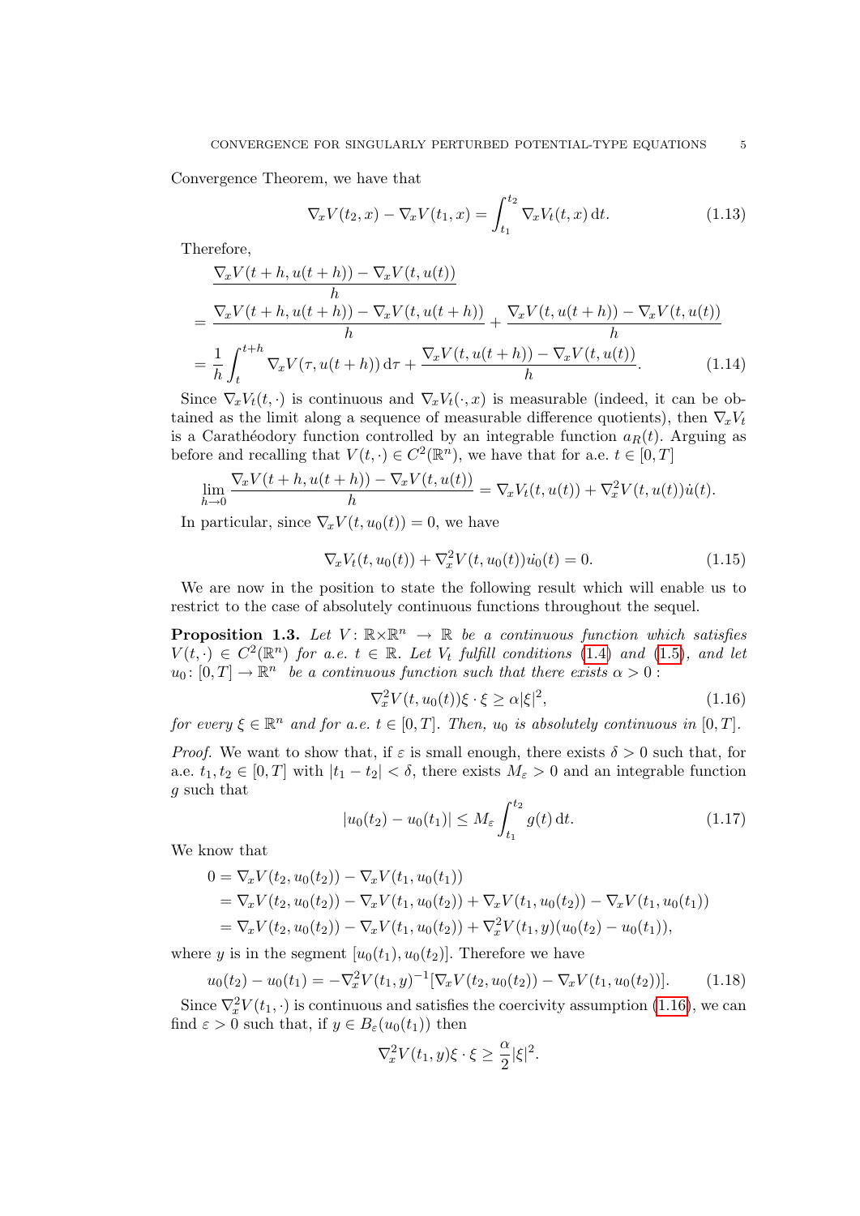Convergence Theorem, we have that

$$\nabla_x V(t_2, x) - \nabla_x V(t_1, x) = \int_{t_1}^{t_2} \nabla_x V_t(t, x)\,\mathrm{d}t. \tag{1.13}$$

Therefore,

$$\begin{aligned}
&\frac{\nabla_x V(t+h, u(t+h)) - \nabla_x V(t, u(t))}{h} \\
&= \frac{\nabla_x V(t+h, u(t+h)) - \nabla_x V(t, u(t+h))}{h} + \frac{\nabla_x V(t, u(t+h)) - \nabla_x V(t, u(t))}{h} \\
&= \frac{1}{h}\int_t^{t+h} \nabla_x V(\tau, u(t+h))\,\mathrm{d}\tau + \frac{\nabla_x V(t, u(t+h)) - \nabla_x V(t, u(t))}{h}.
\end{aligned} \tag{1.14}$$

Since $\nabla_x V_t(t, \cdot)$ is continuous and $\nabla_x V_t(\cdot, x)$ is measurable (indeed, it can be obtained as the limit along a sequence of measurable difference quotients), then $\nabla_x V_t$ is a Carathéodory function controlled by an integrable function $a_R(t)$. Arguing as before and recalling that $V(t, \cdot) \in C^2(\mathbb{R}^n)$, we have that for a.e. $t \in [0, T]$

$$\lim_{h \to 0} \frac{\nabla_x V(t+h, u(t+h)) - \nabla_x V(t, u(t))}{h} = \nabla_x V_t(t, u(t)) + \nabla_x^2 V(t, u(t))\dot{u}(t).$$

In particular, since $\nabla_x V(t, u_0(t)) = 0$, we have

$$\nabla_x V_t(t, u_0(t)) + \nabla_x^2 V(t, u_0(t))\dot{u_0}(t) = 0. \tag{1.15}$$

We are now in the position to state the following result which will enable us to restrict to the case of absolutely continuous functions throughout the sequel.

**Proposition 1.3.** *Let $V \colon \mathbb{R} \times \mathbb{R}^n \to \mathbb{R}$ be a continuous function which satisfies $V(t, \cdot) \in C^2(\mathbb{R}^n)$ for a.e. $t \in \mathbb{R}$. Let $V_t$ fulfill conditions (1.4) and (1.5), and let $u_0 \colon [0, T] \to \mathbb{R}^n$ be a continuous function such that there exists $\alpha > 0$ :*

$$\nabla_x^2 V(t, u_0(t))\xi \cdot \xi \geq \alpha |\xi|^2, \tag{1.16}$$

*for every $\xi \in \mathbb{R}^n$ and for a.e. $t \in [0, T]$. Then, $u_0$ is absolutely continuous in $[0, T]$.*

*Proof.* We want to show that, if $\varepsilon$ is small enough, there exists $\delta > 0$ such that, for a.e. $t_1, t_2 \in [0, T]$ with $|t_1 - t_2| < \delta$, there exists $M_\varepsilon > 0$ and an integrable function $g$ such that

$$|u_0(t_2) - u_0(t_1)| \leq M_\varepsilon \int_{t_1}^{t_2} g(t)\,\mathrm{d}t. \tag{1.17}$$

We know that

$$\begin{aligned}
0 &= \nabla_x V(t_2, u_0(t_2)) - \nabla_x V(t_1, u_0(t_1)) \\
&= \nabla_x V(t_2, u_0(t_2)) - \nabla_x V(t_1, u_0(t_2)) + \nabla_x V(t_1, u_0(t_2)) - \nabla_x V(t_1, u_0(t_1)) \\
&= \nabla_x V(t_2, u_0(t_2)) - \nabla_x V(t_1, u_0(t_2)) + \nabla_x^2 V(t_1, y)(u_0(t_2) - u_0(t_1)),
\end{aligned}$$

where $y$ is in the segment $[u_0(t_1), u_0(t_2)]$. Therefore we have

$$u_0(t_2) - u_0(t_1) = -\nabla_x^2 V(t_1, y)^{-1}[\nabla_x V(t_2, u_0(t_2)) - \nabla_x V(t_1, u_0(t_2))]. \tag{1.18}$$

Since $\nabla_x^2 V(t_1, \cdot)$ is continuous and satisfies the coercivity assumption (1.16), we can find $\varepsilon > 0$ such that, if $y \in B_\varepsilon(u_0(t_1))$ then

$$\nabla_x^2 V(t_1, y)\xi \cdot \xi \geq \frac{\alpha}{2}|\xi|^2.$$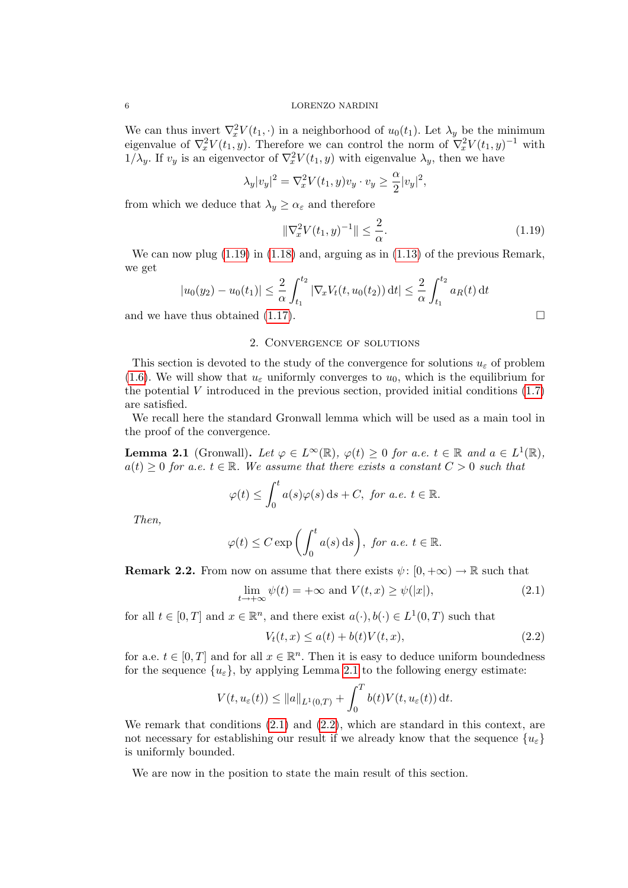We can thus invert $\nabla^2_x V(t_1, \cdot)$ in a neighborhood of $u_0(t_1)$. Let $\lambda_y$ be the minimum eigenvalue of $\nabla^2_x V(t_1, y)$. Therefore we can control the norm of $\nabla^2_x V(t_1, y)^{-1}$ with $1/\lambda_y$. If $v_y$ is an eigenvector of $\nabla^2_x V(t_1, y)$ with eigenvalue $\lambda_y$, then we have

$$\lambda_y |v_y|^2 = \nabla^2_x V(t_1, y) v_y \cdot v_y \geq \frac{\alpha}{2} |v_y|^2,$$

from which we deduce that $\lambda_y \geq \alpha_\varepsilon$ and therefore

$$\|\nabla^2_x V(t_1, y)^{-1}\| \leq \frac{2}{\alpha}. \tag{1.19}$$

We can now plug (1.19) in (1.18) and, arguing as in (1.13) of the previous Remark, we get

$$|u_0(y_2) - u_0(t_1)| \leq \frac{2}{\alpha} \int_{t_1}^{t_2} |\nabla_x V_t(t, u_0(t_2))| \, \mathrm{d}t \leq \frac{2}{\alpha} \int_{t_1}^{t_2} a_R(t) \, \mathrm{d}t$$

and we have thus obtained (1.17). □

## 2. Convergence of solutions

This section is devoted to the study of the convergence for solutions $u_\varepsilon$ of problem (1.6). We will show that $u_\varepsilon$ uniformly converges to $u_0$, which is the equilibrium for the potential $V$ introduced in the previous section, provided initial conditions (1.7) are satisfied.

We recall here the standard Gronwall lemma which will be used as a main tool in the proof of the convergence.

**Lemma 2.1** (Gronwall). *Let $\varphi \in L^\infty(\mathbb{R})$, $\varphi(t) \geq 0$ for a.e. $t \in \mathbb{R}$ and $a \in L^1(\mathbb{R})$, $a(t) \geq 0$ for a.e. $t \in \mathbb{R}$. We assume that there exists a constant $C > 0$ such that*

$$\varphi(t) \leq \int_0^t a(s)\varphi(s) \, \mathrm{d}s + C, \ \textit{for a.e. } t \in \mathbb{R}.$$

*Then,*

$$\varphi(t) \leq C \exp\left( \int_0^t a(s) \, \mathrm{d}s \right), \ \textit{for a.e. } t \in \mathbb{R}.$$

**Remark 2.2.** From now on assume that there exists $\psi\colon [0, +\infty) \to \mathbb{R}$ such that

$$\lim_{t \to +\infty} \psi(t) = +\infty \text{ and } V(t, x) \geq \psi(|x|), \tag{2.1}$$

for all $t \in [0, T]$ and $x \in \mathbb{R}^n$, and there exist $a(\cdot), b(\cdot) \in L^1(0, T)$ such that

$$V_t(t, x) \leq a(t) + b(t) V(t, x), \tag{2.2}$$

for a.e. $t \in [0, T]$ and for all $x \in \mathbb{R}^n$. Then it is easy to deduce uniform boundedness for the sequence $\{u_\varepsilon\}$, by applying Lemma 2.1 to the following energy estimate:

$$V(t, u_\varepsilon(t)) \leq \|a\|_{L^1(0,T)} + \int_0^T b(t) V(t, u_\varepsilon(t)) \, \mathrm{d}t.$$

We remark that conditions (2.1) and (2.2), which are standard in this context, are not necessary for establishing our result if we already know that the sequence $\{u_\varepsilon\}$ is uniformly bounded.

We are now in the position to state the main result of this section.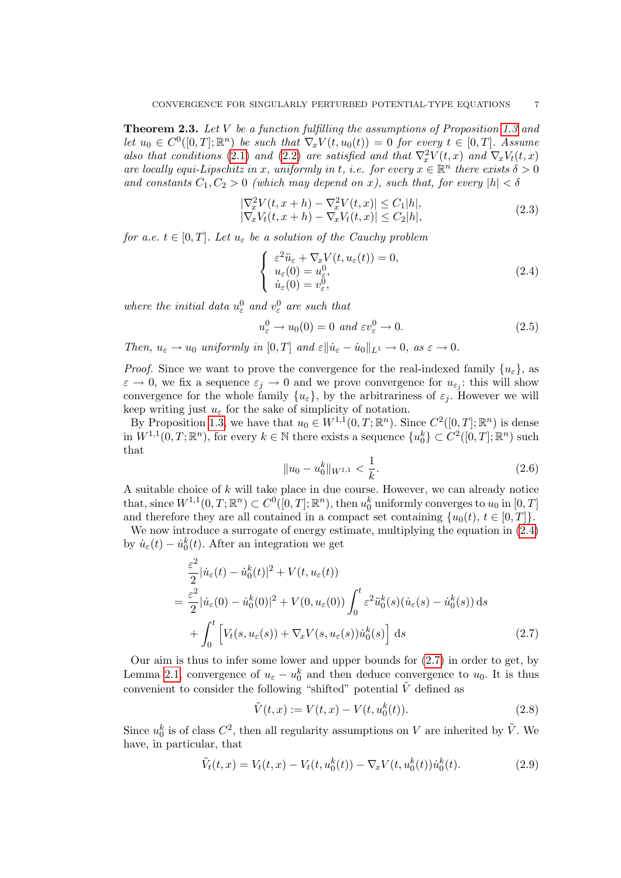**Theorem 2.3.** *Let $V$ be a function fulfilling the assumptions of Proposition 1.3 and let $u_0 \in C^0([0,T];\mathbb{R}^n)$ be such that $\nabla_x V(t,u_0(t)) = 0$ for every $t \in [0,T]$. Assume also that conditions (2.1) and (2.2) are satisfied and that $\nabla_x^2 V(t,x)$ and $\nabla_x V_t(t,x)$ are locally equi-Lipschitz in $x$, uniformly in $t$, i.e. for every $x \in \mathbb{R}^n$ there exists $\delta > 0$ and constants $C_1, C_2 > 0$ (which may depend on $x$), such that, for every $|h| < \delta$*

$$
\begin{aligned}
|\nabla_x^2 V(t,x+h) - \nabla_x^2 V(t,x)| &\le C_1|h|, \\
|\nabla_x V_t(t,x+h) - \nabla_x V_t(t,x)| &\le C_2|h|,
\end{aligned}
\tag{2.3}
$$

*for a.e. $t \in [0,T]$. Let $u_\varepsilon$ be a solution of the Cauchy problem*

$$
\begin{cases}
\varepsilon^2 \ddot{u}_\varepsilon + \nabla_x V(t,u_\varepsilon(t)) = 0, \\
u_\varepsilon(0) = u_\varepsilon^0, \\
\dot{u}_\varepsilon(0) = v_\varepsilon^0,
\end{cases}
\tag{2.4}
$$

*where the initial data $u_\varepsilon^0$ and $v_\varepsilon^0$ are such that*

$$
u_\varepsilon^0 \to u_0(0) = 0 \text{ and } \varepsilon v_\varepsilon^0 \to 0. \tag{2.5}
$$

*Then, $u_\varepsilon \to u_0$ uniformly in $[0,T]$ and $\varepsilon\|\dot{u}_\varepsilon - \dot{u}_0\|_{L^1} \to 0$, as $\varepsilon \to 0$.*

*Proof.* Since we want to prove the convergence for the real-indexed family $\{u_\varepsilon\}$, as $\varepsilon \to 0$, we fix a sequence $\varepsilon_j \to 0$ and we prove convergence for $u_{\varepsilon_j}$: this will show convergence for the whole family $\{u_\varepsilon\}$, by the arbitrariness of $\varepsilon_j$. However we will keep writing just $u_\varepsilon$ for the sake of simplicity of notation.

By Proposition 1.3, we have that $u_0 \in W^{1,1}(0,T;\mathbb{R}^n)$. Since $C^2([0,T];\mathbb{R}^n)$ is dense in $W^{1,1}(0,T;\mathbb{R}^n)$, for every $k \in \mathbb{N}$ there exists a sequence $\{u_0^k\} \subset C^2([0,T];\mathbb{R}^n)$ such that

$$
\|u_0 - u_0^k\|_{W^{1,1}} < \frac{1}{k}. \tag{2.6}
$$

A suitable choice of $k$ will take place in due course. However, we can already notice that, since $W^{1,1}(0,T;\mathbb{R}^n) \subset C^0([0,T];\mathbb{R}^n)$, then $u_0^k$ uniformly converges to $u_0$ in $[0,T]$ and therefore they are all contained in a compact set containing $\{u_0(t),\, t \in [0,T]\}$.

We now introduce a surrogate of energy estimate, multiplying the equation in (2.4) by $\dot{u}_\varepsilon(t) - \dot{u}_0^k(t)$. After an integration we get

$$
\begin{aligned}
&\frac{\varepsilon^2}{2}|\dot{u}_\varepsilon(t) - \dot{u}_0^k(t)|^2 + V(t,u_\varepsilon(t)) \\
&= \frac{\varepsilon^2}{2}|\dot{u}_\varepsilon(0) - \dot{u}_0^k(0)|^2 + V(0,u_\varepsilon(0)) \int_0^t \varepsilon^2 \ddot{u}_0^k(s)(\dot{u}_\varepsilon(s) - \dot{u}_0^k(s))\,\mathrm{d}s \\
&\quad + \int_0^t \Big[ V_t(s,u_\varepsilon(s)) + \nabla_x V(s,u_\varepsilon(s))\dot{u}_0^k(s) \Big]\,\mathrm{d}s
\end{aligned}
\tag{2.7}
$$

Our aim is thus to infer some lower and upper bounds for (2.7) in order to get, by Lemma 2.1, convergence of $u_\varepsilon - u_0^k$ and then deduce convergence to $u_0$. It is thus convenient to consider the following "shifted" potential $\tilde{V}$ defined as

$$
\tilde{V}(t,x) := V(t,x) - V(t,u_0^k(t)). \tag{2.8}
$$

Since $u_0^k$ is of class $C^2$, then all regularity assumptions on $V$ are inherited by $\tilde{V}$. We have, in particular, that

$$
\tilde{V}_t(t,x) = V_t(t,x) - V_t(t,u_0^k(t)) - \nabla_x V(t,u_0^k(t))\dot{u}_0^k(t). \tag{2.9}
$$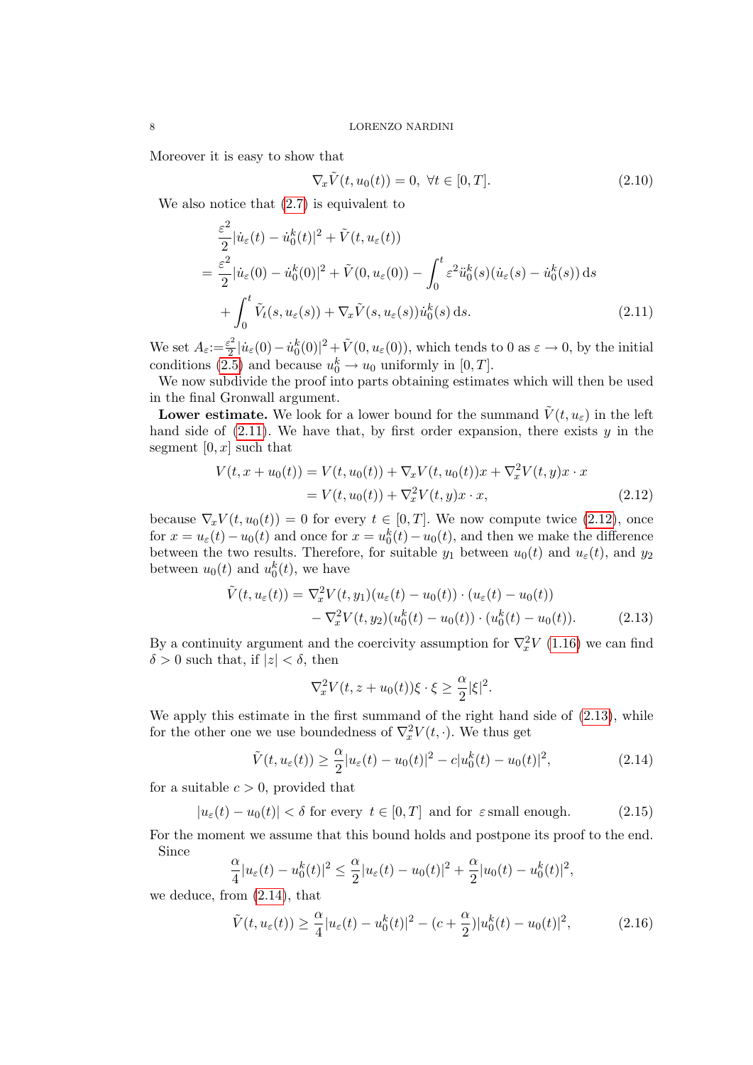Moreover it is easy to show that

$$\nabla_x \tilde{V}(t, u_0(t)) = 0, \ \forall t \in [0, T]. \tag{2.10}$$

We also notice that (2.7) is equivalent to

$$\begin{aligned}
&\frac{\varepsilon^2}{2}|\dot{u}_\varepsilon(t) - \dot{u}_0^k(t)|^2 + \tilde{V}(t, u_\varepsilon(t)) \\
&= \frac{\varepsilon^2}{2}|\dot{u}_\varepsilon(0) - \dot{u}_0^k(0)|^2 + \tilde{V}(0, u_\varepsilon(0)) - \int_0^t \varepsilon^2 \ddot{u}_0^k(s)(\dot{u}_\varepsilon(s) - \dot{u}_0^k(s))\,\mathrm{d}s \\
&\quad + \int_0^t \tilde{V}_t(s, u_\varepsilon(s)) + \nabla_x \tilde{V}(s, u_\varepsilon(s))\dot{u}_0^k(s)\,\mathrm{d}s.
\end{aligned} \tag{2.11}$$

We set $A_\varepsilon := \frac{\varepsilon^2}{2}|\dot{u}_\varepsilon(0) - \dot{u}_0^k(0)|^2 + \tilde{V}(0, u_\varepsilon(0))$, which tends to 0 as $\varepsilon \to 0$, by the initial conditions (2.5) and because $u_0^k \to u_0$ uniformly in $[0, T]$.

We now subdivide the proof into parts obtaining estimates which will then be used in the final Gronwall argument.

**Lower estimate.** We look for a lower bound for the summand $\tilde{V}(t, u_\varepsilon)$ in the left hand side of (2.11). We have that, by first order expansion, there exists $y$ in the segment $[0, x]$ such that

$$\begin{aligned}
V(t, x + u_0(t)) &= V(t, u_0(t)) + \nabla_x V(t, u_0(t))x + \nabla_x^2 V(t, y)x \cdot x \\
&= V(t, u_0(t)) + \nabla_x^2 V(t, y)x \cdot x,
\end{aligned} \tag{2.12}$$

because $\nabla_x V(t, u_0(t)) = 0$ for every $t \in [0, T]$. We now compute twice (2.12), once for $x = u_\varepsilon(t) - u_0(t)$ and once for $x = u_0^k(t) - u_0(t)$, and then we make the difference between the two results. Therefore, for suitable $y_1$ between $u_0(t)$ and $u_\varepsilon(t)$, and $y_2$ between $u_0(t)$ and $u_0^k(t)$, we have

$$\begin{aligned}
\tilde{V}(t, u_\varepsilon(t)) = \ &\nabla_x^2 V(t, y_1)(u_\varepsilon(t) - u_0(t)) \cdot (u_\varepsilon(t) - u_0(t)) \\
&- \nabla_x^2 V(t, y_2)(u_0^k(t) - u_0(t)) \cdot (u_0^k(t) - u_0(t)).
\end{aligned} \tag{2.13}$$

By a continuity argument and the coercivity assumption for $\nabla_x^2 V$ (1.16) we can find $\delta > 0$ such that, if $|z| < \delta$, then

$$\nabla_x^2 V(t, z + u_0(t))\xi \cdot \xi \geq \frac{\alpha}{2}|\xi|^2.$$

We apply this estimate in the first summand of the right hand side of (2.13), while for the other one we use boundedness of $\nabla_x^2 V(t, \cdot)$. We thus get

$$\tilde{V}(t, u_\varepsilon(t)) \geq \frac{\alpha}{2}|u_\varepsilon(t) - u_0(t)|^2 - c|u_0^k(t) - u_0(t)|^2, \tag{2.14}$$

for a suitable $c > 0$, provided that

$$|u_\varepsilon(t) - u_0(t)| < \delta \text{ for every } t \in [0, T] \text{ and for } \varepsilon \text{ small enough.} \tag{2.15}$$

For the moment we assume that this bound holds and postpone its proof to the end.

Since

$$\frac{\alpha}{4}|u_\varepsilon(t) - u_0^k(t)|^2 \leq \frac{\alpha}{2}|u_\varepsilon(t) - u_0(t)|^2 + \frac{\alpha}{2}|u_0(t) - u_0^k(t)|^2,$$

we deduce, from (2.14), that

$$\tilde{V}(t, u_\varepsilon(t)) \geq \frac{\alpha}{4}|u_\varepsilon(t) - u_0^k(t)|^2 - (c + \frac{\alpha}{2})|u_0^k(t) - u_0(t)|^2, \tag{2.16}$$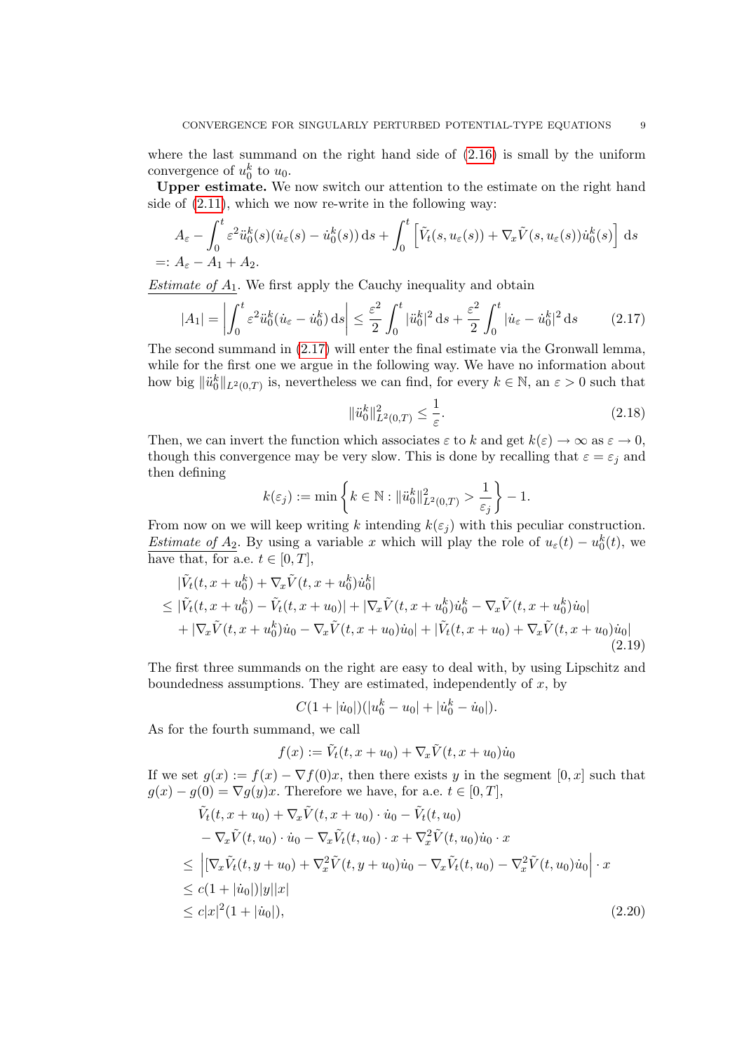where the last summand on the right hand side of (2.16) is small by the uniform convergence of $u_0^k$ to $u_0$.

**Upper estimate.** We now switch our attention to the estimate on the right hand side of (2.11), which we now re-write in the following way:

$$
\begin{aligned}
&A_\varepsilon - \int_0^t \varepsilon^2 \ddot{u}_0^k(s)(\dot{u}_\varepsilon(s) - \dot{u}_0^k(s))\,\mathrm{d}s + \int_0^t \left[\tilde{V}_t(s, u_\varepsilon(s)) + \nabla_x \tilde{V}(s, u_\varepsilon(s))\dot{u}_0^k(s)\right]\,\mathrm{d}s \\
&=: A_\varepsilon - A_1 + A_2.
\end{aligned}
$$

*Estimate of $A_1$.* We first apply the Cauchy inequality and obtain

$$
|A_1| = \left|\int_0^t \varepsilon^2 \ddot{u}_0^k(\dot{u}_\varepsilon - \dot{u}_0^k)\,\mathrm{d}s\right| \le \frac{\varepsilon^2}{2}\int_0^t |\ddot{u}_0^k|^2\,\mathrm{d}s + \frac{\varepsilon^2}{2}\int_0^t |\dot{u}_\varepsilon - \dot{u}_0^k|^2\,\mathrm{d}s \tag{2.17}
$$

The second summand in (2.17) will enter the final estimate via the Gronwall lemma, while for the first one we argue in the following way. We have no information about how big $\|\ddot{u}_0^k\|_{L^2(0,T)}$ is, nevertheless we can find, for every $k \in \mathbb{N}$, an $\varepsilon > 0$ such that

$$
\|\ddot{u}_0^k\|^2_{L^2(0,T)} \le \frac{1}{\varepsilon}. \tag{2.18}
$$

Then, we can invert the function which associates $\varepsilon$ to $k$ and get $k(\varepsilon) \to \infty$ as $\varepsilon \to 0$, though this convergence may be very slow. This is done by recalling that $\varepsilon = \varepsilon_j$ and then defining

$$
k(\varepsilon_j) := \min\left\{k \in \mathbb{N} : \|\ddot{u}_0^k\|^2_{L^2(0,T)} > \frac{1}{\varepsilon_j}\right\} - 1.
$$

From now on we will keep writing $k$ intending $k(\varepsilon_j)$ with this peculiar construction.

*Estimate of $A_2$.* By using a variable $x$ which will play the role of $u_\varepsilon(t) - u_0^k(t)$, we have that, for a.e. $t \in [0,T]$,

$$
\begin{aligned}
&|\tilde{V}_t(t, x + u_0^k) + \nabla_x \tilde{V}(t, x + u_0^k)\dot{u}_0^k| \\
&\le |\tilde{V}_t(t, x + u_0^k) - \tilde{V}_t(t, x + u_0)| + |\nabla_x \tilde{V}(t, x + u_0^k)\dot{u}_0^k - \nabla_x \tilde{V}(t, x + u_0^k)\dot{u}_0| \\
&\quad + |\nabla_x \tilde{V}(t, x + u_0^k)\dot{u}_0 - \nabla_x \tilde{V}(t, x + u_0)\dot{u}_0| + |\tilde{V}_t(t, x + u_0) + \nabla_x \tilde{V}(t, x + u_0)\dot{u}_0|
\end{aligned} \tag{2.19}
$$

The first three summands on the right are easy to deal with, by using Lipschitz and boundedness assumptions. They are estimated, independently of $x$, by

$$
C(1 + |\dot{u}_0|)(|u_0^k - u_0| + |\dot{u}_0^k - \dot{u}_0|).
$$

As for the fourth summand, we call

$$
f(x) := \tilde{V}_t(t, x + u_0) + \nabla_x \tilde{V}(t, x + u_0)\dot{u}_0
$$

If we set $g(x) := f(x) - \nabla f(0)x$, then there exists $y$ in the segment $[0,x]$ such that $g(x) - g(0) = \nabla g(y)x$. Therefore we have, for a.e. $t \in [0,T]$,

$$
\begin{aligned}
&\tilde{V}_t(t, x + u_0) + \nabla_x \tilde{V}(t, x + u_0)\cdot \dot{u}_0 - \tilde{V}_t(t, u_0) \\
&\quad - \nabla_x \tilde{V}(t, u_0)\cdot \dot{u}_0 - \nabla_x \tilde{V}_t(t, u_0)\cdot x + \nabla_x^2 \tilde{V}(t, u_0)\dot{u}_0 \cdot x \\
&\le \left|[\nabla_x \tilde{V}_t(t, y + u_0) + \nabla_x^2 \tilde{V}(t, y + u_0)\dot{u}_0 - \nabla_x \tilde{V}_t(t, u_0) - \nabla_x^2 \tilde{V}(t, u_0)\dot{u}_0\right| \cdot x \\
&\le c(1 + |\dot{u}_0|)|y||x| \\
&\le c|x|^2(1 + |\dot{u}_0|),
\end{aligned} \tag{2.20}
$$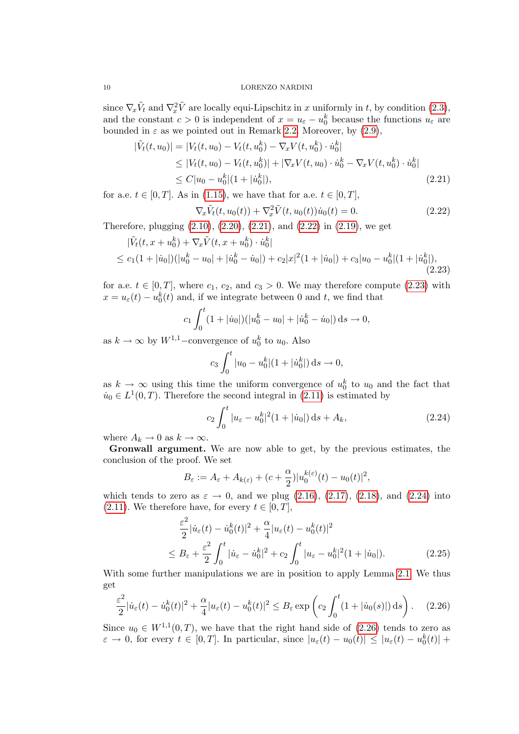since $\nabla_x \tilde{V}_t$ and $\nabla_x^2 \tilde{V}$ are locally equi-Lipschitz in $x$ uniformly in $t$, by condition (2.3), and the constant $c > 0$ is independent of $x = u_\varepsilon - u_0^k$ because the functions $u_\varepsilon$ are bounded in $\varepsilon$ as we pointed out in Remark 2.2. Moreover, by (2.9),

$$
\begin{aligned}
|\tilde{V}_t(t, u_0)| &= |V_t(t, u_0) - V_t(t, u_0^k) - \nabla_x V(t, u_0^k) \cdot \dot{u}_0^k| \\
&\leq |V_t(t, u_0) - V_t(t, u_0^k)| + |\nabla_x V(t, u_0) \cdot \dot{u}_0^k - \nabla_x V(t, u_0^k) \cdot \dot{u}_0^k| \\
&\leq C|u_0 - u_0^k|(1 + |\dot{u}_0^k|), \qquad (2.21)
\end{aligned}
$$

for a.e. $t \in [0, T]$. As in (1.15), we have that for a.e. $t \in [0, T]$,

$$
\nabla_x \tilde{V}_t(t, u_0(t)) + \nabla_x^2 \tilde{V}(t, u_0(t)) \dot{u}_0(t) = 0. \qquad (2.22)
$$

Therefore, plugging (2.10), (2.20), (2.21), and (2.22) in (2.19), we get

$$
\begin{aligned}
&|\tilde{V}_t(t, x + u_0^k) + \nabla_x \tilde{V}(t, x + u_0^k) \cdot \dot{u}_0^k| \\
&\leq c_1(1 + |\dot{u}_0|)(|u_0^k - u_0| + |\dot{u}_0^k - \dot{u}_0|) + c_2|x|^2(1 + |\dot{u}_0|) + c_3|u_0 - u_0^k|(1 + |\dot{u}_0^k|), \qquad (2.23)
\end{aligned}
$$

for a.e. $t \in [0, T]$, where $c_1$, $c_2$, and $c_3 > 0$. We may therefore compute (2.23) with $x = u_\varepsilon(t) - u_0^k(t)$ and, if we integrate between $0$ and $t$, we find that

$$
c_1 \int_0^t (1 + |\dot{u}_0|)(|u_0^k - u_0| + |\dot{u}_0^k - \dot{u}_0|) \, \mathrm{d}s \to 0,
$$

as $k \to \infty$ by $W^{1,1}$−convergence of $u_0^k$ to $u_0$. Also

$$
c_3 \int_0^t |u_0 - u_0^k|(1 + |\dot{u}_0^k|) \, \mathrm{d}s \to 0,
$$

as $k \to \infty$ using this time the uniform convergence of $u_0^k$ to $u_0$ and the fact that $\dot{u}_0 \in L^1(0, T)$. Therefore the second integral in (2.11) is estimated by

$$
c_2 \int_0^t |u_\varepsilon - u_0^k|^2(1 + |\dot{u}_0|) \, \mathrm{d}s + A_k, \qquad (2.24)
$$

where $A_k \to 0$ as $k \to \infty$.

**Gronwall argument.** We are now able to get, by the previous estimates, the conclusion of the proof. We set

$$
B_\varepsilon := A_\varepsilon + A_{k(\varepsilon)} + (c + \frac{\alpha}{2})|u_0^{k(\varepsilon)}(t) - u_0(t)|^2,
$$

which tends to zero as $\varepsilon \to 0$, and we plug (2.16), (2.17), (2.18), and (2.24) into (2.11). We therefore have, for every $t \in [0, T]$,

$$
\begin{aligned}
&\frac{\varepsilon^2}{2}|\dot{u}_\varepsilon(t) - \dot{u}_0^k(t)|^2 + \frac{\alpha}{4}|u_\varepsilon(t) - u_0^k(t)|^2 \\
&\leq B_\varepsilon + \frac{\varepsilon^2}{2} \int_0^t |\dot{u}_\varepsilon - \dot{u}_0^k|^2 + c_2 \int_0^t |u_\varepsilon - u_0^k|^2(1 + |\dot{u}_0|). \qquad (2.25)
\end{aligned}
$$

With some further manipulations we are in position to apply Lemma 2.1. We thus get

$$
\frac{\varepsilon^2}{2}|\dot{u}_\varepsilon(t) - \dot{u}_0^k(t)|^2 + \frac{\alpha}{4}|u_\varepsilon(t) - u_0^k(t)|^2 \leq B_\varepsilon \exp\left( c_2 \int_0^t (1 + |\dot{u}_0(s)|) \, \mathrm{d}s \right). \qquad (2.26)
$$

Since $u_0 \in W^{1,1}(0, T)$, we have that the right hand side of (2.26) tends to zero as $\varepsilon \to 0$, for every $t \in [0, T]$. In particular, since $|u_\varepsilon(t) - u_0(t)| \leq |u_\varepsilon(t) - u_0^k(t)| +$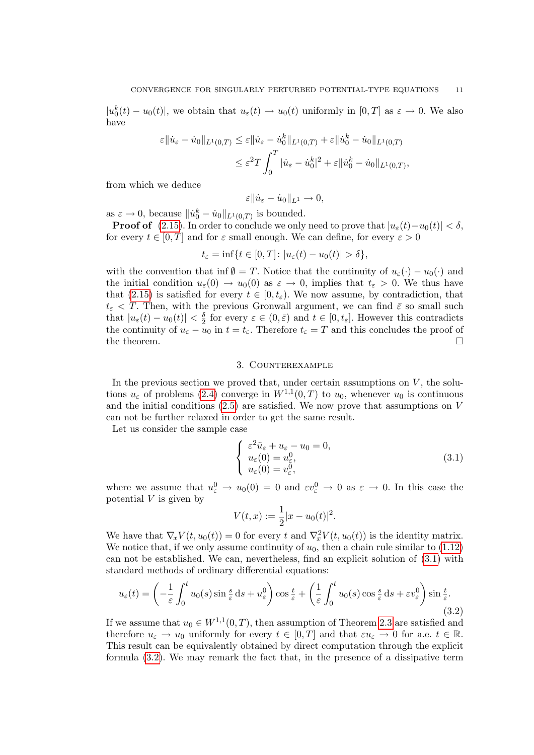$|u_0^k(t) - u_0(t)|$, we obtain that $u_\varepsilon(t) \to u_0(t)$ uniformly in $[0,T]$ as $\varepsilon \to 0$. We also have

$$
\begin{aligned}
\varepsilon\|\dot u_\varepsilon - \dot u_0\|_{L^1(0,T)} &\le \varepsilon\|\dot u_\varepsilon - \dot u_0^k\|_{L^1(0,T)} + \varepsilon\|\dot u_0^k - \dot u_0\|_{L^1(0,T)} \\
&\le \varepsilon^2 T \int_0^T |\dot u_\varepsilon - \dot u_0^k|^2 + \varepsilon\|\dot u_0^k - \dot u_0\|_{L^1(0,T)},
\end{aligned}
$$

from which we deduce

$$
\varepsilon\|\dot u_\varepsilon - \dot u_0\|_{L^1} \to 0,
$$

as $\varepsilon \to 0$, because $\|\dot u_0^k - \dot u_0\|_{L^1(0,T)}$ is bounded.

**Proof of** (2.15). In order to conclude we only need to prove that $|u_\varepsilon(t) - u_0(t)| < \delta$, for every $t \in [0,T]$ and for $\varepsilon$ small enough. We can define, for every $\varepsilon > 0$

$$
t_\varepsilon = \inf\{t \in [0,T] \colon |u_\varepsilon(t) - u_0(t)| > \delta\},
$$

with the convention that $\inf \emptyset = T$. Notice that the continuity of $u_\varepsilon(\cdot) - u_0(\cdot)$ and the initial condition $u_\varepsilon(0) \to u_0(0)$ as $\varepsilon \to 0$, implies that $t_\varepsilon > 0$. We thus have that (2.15) is satisfied for every $t \in [0, t_\varepsilon)$. We now assume, by contradiction, that $t_\varepsilon < T$. Then, with the previous Gronwall argument, we can find $\bar\varepsilon$ so small such that $|u_\varepsilon(t) - u_0(t)| < \frac{\delta}{2}$ for every $\varepsilon \in (0, \bar\varepsilon)$ and $t \in [0, t_\varepsilon]$. However this contradicts the continuity of $u_\varepsilon - u_0$ in $t = t_\varepsilon$. Therefore $t_\varepsilon = T$ and this concludes the proof of the theorem. $\square$

## 3. Counterexample

In the previous section we proved that, under certain assumptions on $V$, the solutions $u_\varepsilon$ of problems (2.4) converge in $W^{1,1}(0,T)$ to $u_0$, whenever $u_0$ is continuous and the initial conditions (2.5) are satisfied. We now prove that assumptions on $V$ can not be further relaxed in order to get the same result.

Let us consider the sample case

$$
\begin{cases}
\varepsilon^2 \ddot u_\varepsilon + u_\varepsilon - u_0 = 0, \\
u_\varepsilon(0) = u_\varepsilon^0, \\
u_\varepsilon(0) = v_\varepsilon^0,
\end{cases}
\tag{3.1}
$$

where we assume that $u_\varepsilon^0 \to u_0(0) = 0$ and $\varepsilon v_\varepsilon^0 \to 0$ as $\varepsilon \to 0$. In this case the potential $V$ is given by

$$
V(t,x) := \frac{1}{2}|x - u_0(t)|^2.
$$

We have that $\nabla_x V(t, u_0(t)) = 0$ for every $t$ and $\nabla_x^2 V(t, u_0(t))$ is the identity matrix. We notice that, if we only assume continuity of $u_0$, then a chain rule similar to (1.12) can not be established. We can, nevertheless, find an explicit solution of (3.1) with standard methods of ordinary differential equations:

$$
u_\varepsilon(t) = \left(-\frac{1}{\varepsilon}\int_0^t u_0(s)\sin\tfrac{s}{\varepsilon}\,\mathrm{d}s + u_\varepsilon^0\right)\cos\tfrac{t}{\varepsilon} + \left(\frac{1}{\varepsilon}\int_0^t u_0(s)\cos\tfrac{s}{\varepsilon}\,\mathrm{d}s + \varepsilon v_\varepsilon^0\right)\sin\tfrac{t}{\varepsilon}.
\tag{3.2}
$$

If we assume $u_0 \in W^{1,1}(0,T)$, then assumption of Theorem 2.3 are satisfied and therefore $u_\varepsilon \to u_0$ uniformly for every $t \in [0,T]$ and that $\varepsilon u_\varepsilon \to 0$ for a.e. $t \in \mathbb{R}$. This result can be equivalently obtained by direct computation through the explicit formula (3.2). We may remark the fact that, in the presence of a dissipative term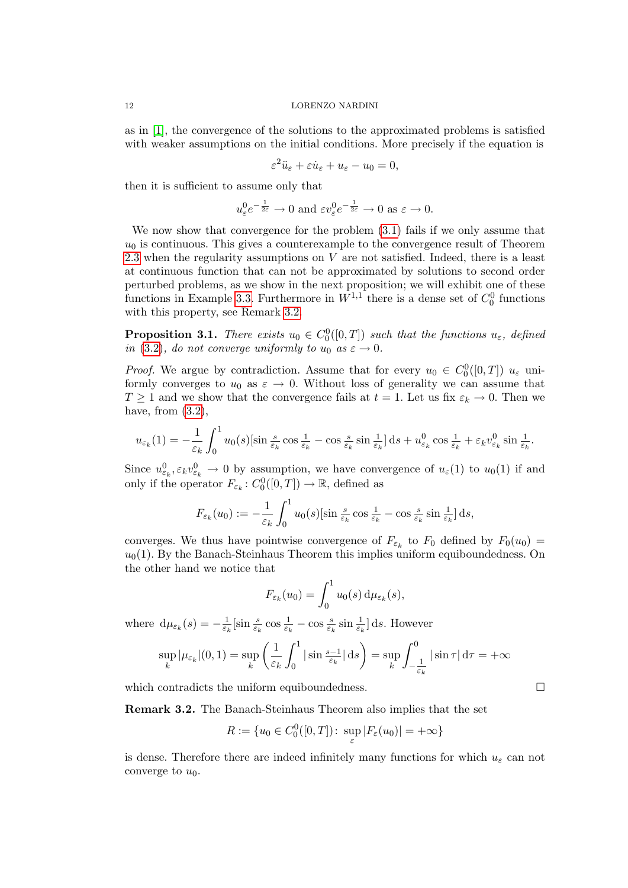as in [1], the convergence of the solutions to the approximated problems is satisfied with weaker assumptions on the initial conditions. More precisely if the equation is

$$\varepsilon^2 \ddot{u}_\varepsilon + \varepsilon \dot{u}_\varepsilon + u_\varepsilon - u_0 = 0,$$

then it is sufficient to assume only that

$$u_\varepsilon^0 e^{-\frac{1}{2\varepsilon}} \to 0 \text{ and } \varepsilon v_\varepsilon^0 e^{-\frac{1}{2\varepsilon}} \to 0 \text{ as } \varepsilon \to 0.$$

We now show that convergence for the problem (3.1) fails if we only assume that $u_0$ is continuous. This gives a counterexample to the convergence result of Theorem 2.3 when the regularity assumptions on $V$ are not satisfied. Indeed, there is a least at continuous function that can not be approximated by solutions to second order perturbed problems, as we show in the next proposition; we will exhibit one of these functions in Example 3.3. Furthermore in $W^{1,1}$ there is a dense set of $C_0^0$ functions with this property, see Remark 3.2.

**Proposition 3.1.** *There exists $u_0 \in C_0^0([0,T])$ such that the functions $u_\varepsilon$, defined in (3.2), do not converge uniformly to $u_0$ as $\varepsilon \to 0$.*

*Proof.* We argue by contradiction. Assume that for every $u_0 \in C_0^0([0,T])$ $u_\varepsilon$ uniformly converges to $u_0$ as $\varepsilon \to 0$. Without loss of generality we can assume that $T \geq 1$ and we show that the convergence fails at $t = 1$. Let us fix $\varepsilon_k \to 0$. Then we have, from (3.2),

$$u_{\varepsilon_k}(1) = -\frac{1}{\varepsilon_k} \int_0^1 u_0(s) [\sin \tfrac{s}{\varepsilon_k} \cos \tfrac{1}{\varepsilon_k} - \cos \tfrac{s}{\varepsilon_k} \sin \tfrac{1}{\varepsilon_k}] \,\mathrm{d}s + u_{\varepsilon_k}^0 \cos \tfrac{1}{\varepsilon_k} + \varepsilon_k v_{\varepsilon_k}^0 \sin \tfrac{1}{\varepsilon_k}.$$

Since $u_{\varepsilon_k}^0, \varepsilon_k v_{\varepsilon_k}^0 \to 0$ by assumption, we have convergence of $u_\varepsilon(1)$ to $u_0(1)$ if and only if the operator $F_{\varepsilon_k} \colon C_0^0([0,T]) \to \mathbb{R}$, defined as

$$F_{\varepsilon_k}(u_0) := -\frac{1}{\varepsilon_k} \int_0^1 u_0(s) [\sin \tfrac{s}{\varepsilon_k} \cos \tfrac{1}{\varepsilon_k} - \cos \tfrac{s}{\varepsilon_k} \sin \tfrac{1}{\varepsilon_k}] \,\mathrm{d}s,$$

converges. We thus have pointwise convergence of $F_{\varepsilon_k}$ to $F_0$ defined by $F_0(u_0) = u_0(1)$. By the Banach-Steinhaus Theorem this implies uniform equiboundedness. On the other hand we notice that

$$F_{\varepsilon_k}(u_0) = \int_0^1 u_0(s) \,\mathrm{d}\mu_{\varepsilon_k}(s),$$

where $\mathrm{d}\mu_{\varepsilon_k}(s) = -\frac{1}{\varepsilon_k}[\sin \frac{s}{\varepsilon_k} \cos \frac{1}{\varepsilon_k} - \cos \frac{s}{\varepsilon_k} \sin \frac{1}{\varepsilon_k}] \,\mathrm{d}s$. However

$$\sup_k |\mu_{\varepsilon_k}|(0,1) = \sup_k \left( \frac{1}{\varepsilon_k} \int_0^1 |\sin \tfrac{s-1}{\varepsilon_k}| \,\mathrm{d}s \right) = \sup_k \int_{-\frac{1}{\varepsilon_k}}^0 |\sin \tau| \,\mathrm{d}\tau = +\infty$$

which contradicts the uniform equiboundedness. $\square$

**Remark 3.2.** The Banach-Steinhaus Theorem also implies that the set

$$R := \{u_0 \in C_0^0([0,T]) \colon \sup_\varepsilon |F_\varepsilon(u_0)| = +\infty\}$$

is dense. Therefore there are indeed infinitely many functions for which $u_\varepsilon$ can not converge to $u_0$.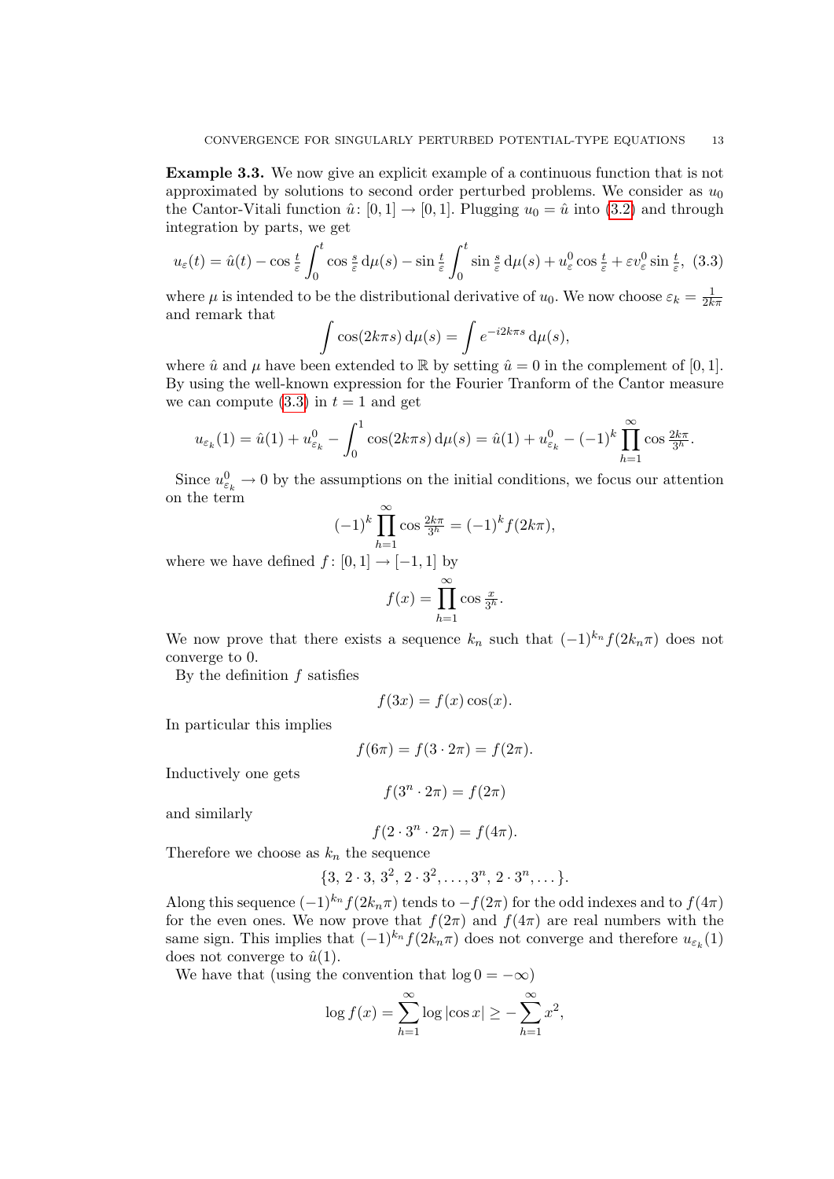**Example 3.3.** We now give an explicit example of a continuous function that is not approximated by solutions to second order perturbed problems. We consider as $u_0$ the Cantor-Vitali function $\hat{u}\colon [0,1] \to [0,1]$. Plugging $u_0 = \hat{u}$ into (3.2) and through integration by parts, we get

$$u_\varepsilon(t) = \hat{u}(t) - \cos\tfrac{t}{\varepsilon} \int_0^t \cos\tfrac{s}{\varepsilon}\, \mathrm{d}\mu(s) - \sin\tfrac{t}{\varepsilon} \int_0^t \sin\tfrac{s}{\varepsilon}\, \mathrm{d}\mu(s) + u_\varepsilon^0 \cos\tfrac{t}{\varepsilon} + \varepsilon v_\varepsilon^0 \sin\tfrac{t}{\varepsilon}, \quad (3.3)$$

where $\mu$ is intended to be the distributional derivative of $u_0$. We now choose $\varepsilon_k = \frac{1}{2k\pi}$ and remark that

$$\int \cos(2k\pi s)\, \mathrm{d}\mu(s) = \int e^{-i2k\pi s}\, \mathrm{d}\mu(s),$$

where $\hat{u}$ and $\mu$ have been extended to $\mathbb{R}$ by setting $\hat{u} = 0$ in the complement of $[0,1]$. By using the well-known expression for the Fourier Tranform of the Cantor measure we can compute (3.3) in $t = 1$ and get

$$u_{\varepsilon_k}(1) = \hat{u}(1) + u_{\varepsilon_k}^0 - \int_0^1 \cos(2k\pi s)\, \mathrm{d}\mu(s) = \hat{u}(1) + u_{\varepsilon_k}^0 - (-1)^k \prod_{h=1}^{\infty} \cos\tfrac{2k\pi}{3^h}.$$

Since $u_{\varepsilon_k}^0 \to 0$ by the assumptions on the initial conditions, we focus our attention on the term

$$(-1)^k \prod_{h=1}^{\infty} \cos\tfrac{2k\pi}{3^h} = (-1)^k f(2k\pi),$$

where we have defined $f\colon [0,1] \to [-1,1]$ by

$$f(x) = \prod_{h=1}^{\infty} \cos\tfrac{x}{3^h}.$$

We now prove that there exists a sequence $k_n$ such that $(-1)^{k_n} f(2k_n\pi)$ does not converge to 0.

By the definition $f$ satisfies

$$f(3x) = f(x)\cos(x).$$

In particular this implies

$$f(6\pi) = f(3 \cdot 2\pi) = f(2\pi).$$

Inductively one gets

$$f(3^n \cdot 2\pi) = f(2\pi)$$

and similarly

$$f(2 \cdot 3^n \cdot 2\pi) = f(4\pi).$$

Therefore we choose as $k_n$ the sequence

$$\{3,\, 2\cdot 3,\, 3^2,\, 2\cdot 3^2, \ldots, 3^n,\, 2\cdot 3^n, \ldots\}.$$

Along this sequence $(-1)^{k_n} f(2k_n\pi)$ tends to $-f(2\pi)$ for the odd indexes and to $f(4\pi)$ for the even ones. We now prove that $f(2\pi)$ and $f(4\pi)$ are real numbers with the same sign. This implies that $(-1)^{k_n} f(2k_n\pi)$ does not converge and therefore $u_{\varepsilon_k}(1)$ does not converge to $\hat{u}(1)$.

We have that (using the convention that $\log 0 = -\infty$)

$$\log f(x) = \sum_{h=1}^{\infty} \log|\cos x| \geq -\sum_{h=1}^{\infty} x^2,$$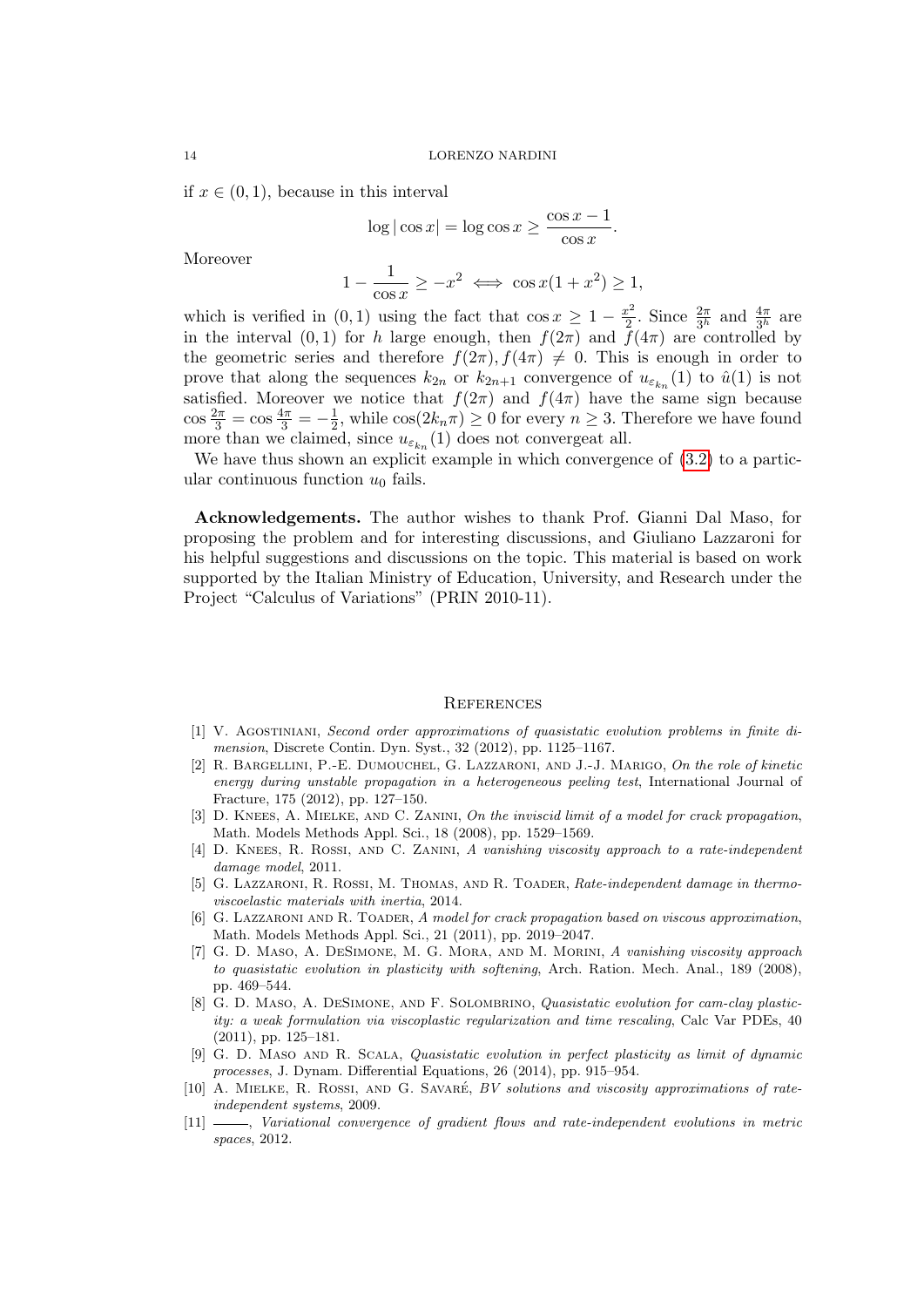if $x \in (0, 1)$, because in this interval

$$\log |\cos x| = \log \cos x \geq \frac{\cos x - 1}{\cos x}.$$

Moreover

$$1 - \frac{1}{\cos x} \geq -x^2 \iff \cos x(1 + x^2) \geq 1,$$

which is verified in $(0, 1)$ using the fact that $\cos x \geq 1 - \frac{x^2}{2}$. Since $\frac{2\pi}{3^h}$ and $\frac{4\pi}{3^h}$ are in the interval $(0, 1)$ for $h$ large enough, then $f(2\pi)$ and $f(4\pi)$ are controlled by the geometric series and therefore $f(2\pi), f(4\pi) \neq 0$. This is enough in order to prove that along the sequences $k_{2n}$ or $k_{2n+1}$ convergence of $u_{\varepsilon_{k_n}}(1)$ to $\hat{u}(1)$ is not satisfied. Moreover we notice that $f(2\pi)$ and $f(4\pi)$ have the same sign because $\cos \frac{2\pi}{3} = \cos \frac{4\pi}{3} = -\frac{1}{2}$, while $\cos(2k_n\pi) \geq 0$ for every $n \geq 3$. Therefore we have found more than we claimed, since $u_{\varepsilon_{k_n}}(1)$ does not convergeat all.

We have thus shown an explicit example in which convergence of (3.2) to a particular continuous function $u_0$ fails.

**Acknowledgements.** The author wishes to thank Prof. Gianni Dal Maso, for proposing the problem and for interesting discussions, and Giuliano Lazzaroni for his helpful suggestions and discussions on the topic. This material is based on work supported by the Italian Ministry of Education, University, and Research under the Project "Calculus of Variations" (PRIN 2010-11).

## References

[1] V. Agostiniani, *Second order approximations of quasistatic evolution problems in finite dimension*, Discrete Contin. Dyn. Syst., 32 (2012), pp. 1125–1167.

[2] R. Bargellini, P.-E. Dumouchel, G. Lazzaroni, and J.-J. Marigo, *On the role of kinetic energy during unstable propagation in a heterogeneous peeling test*, International Journal of Fracture, 175 (2012), pp. 127–150.

[3] D. Knees, A. Mielke, and C. Zanini, *On the inviscid limit of a model for crack propagation*, Math. Models Methods Appl. Sci., 18 (2008), pp. 1529–1569.

[4] D. Knees, R. Rossi, and C. Zanini, *A vanishing viscosity approach to a rate-independent damage model*, 2011.

[5] G. Lazzaroni, R. Rossi, M. Thomas, and R. Toader, *Rate-independent damage in thermo-viscoelastic materials with inertia*, 2014.

[6] G. Lazzaroni and R. Toader, *A model for crack propagation based on viscous approximation*, Math. Models Methods Appl. Sci., 21 (2011), pp. 2019–2047.

[7] G. D. Maso, A. DeSimone, M. G. Mora, and M. Morini, *A vanishing viscosity approach to quasistatic evolution in plasticity with softening*, Arch. Ration. Mech. Anal., 189 (2008), pp. 469–544.

[8] G. D. Maso, A. DeSimone, and F. Solombrino, *Quasistatic evolution for cam-clay plasticity: a weak formulation via viscoplastic regularization and time rescaling*, Calc Var PDEs, 40 (2011), pp. 125–181.

[9] G. D. Maso and R. Scala, *Quasistatic evolution in perfect plasticity as limit of dynamic processes*, J. Dynam. Differential Equations, 26 (2014), pp. 915–954.

[10] A. Mielke, R. Rossi, and G. Savaré, *BV solutions and viscosity approximations of rate-independent systems*, 2009.

[11] ———, *Variational convergence of gradient flows and rate-independent evolutions in metric spaces*, 2012.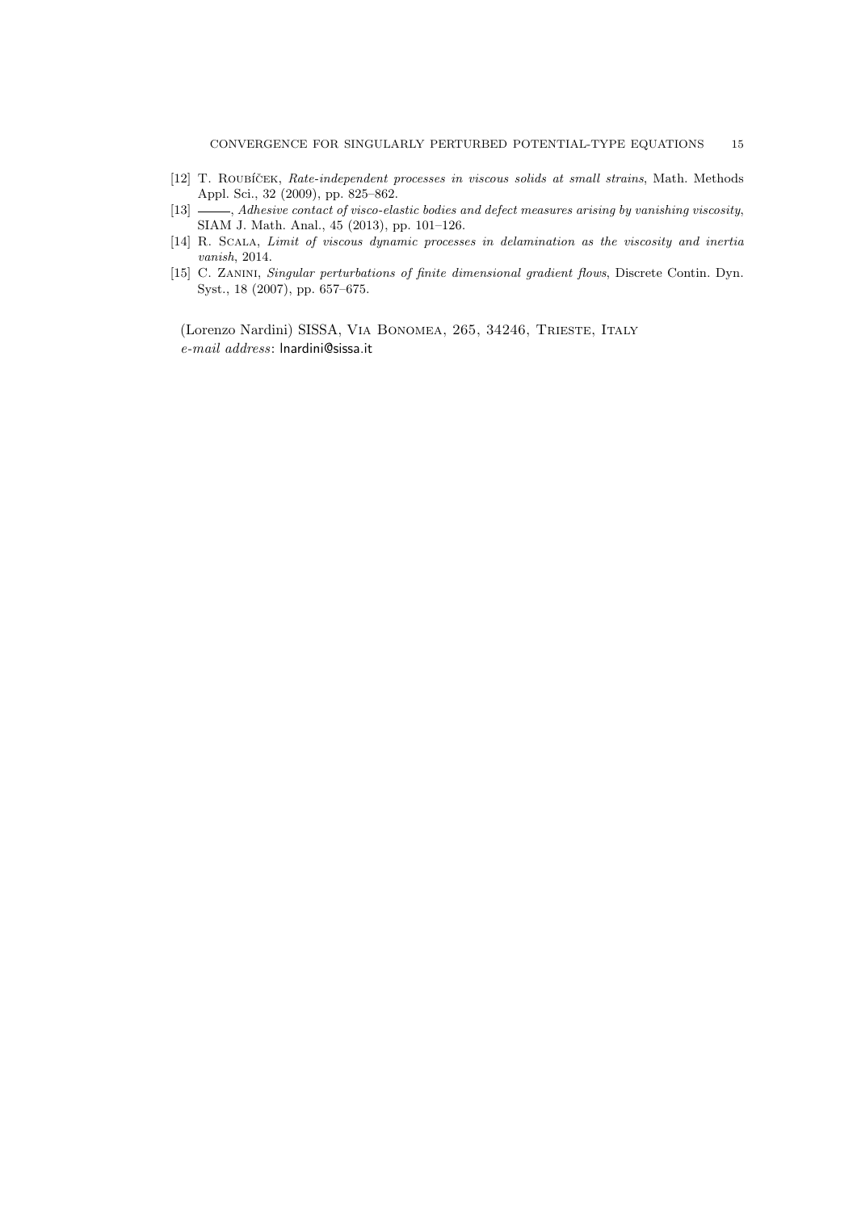[12] T. Roubíček, *Rate-independent processes in viscous solids at small strains*, Math. Methods Appl. Sci., 32 (2009), pp. 825–862.

[13] ———, *Adhesive contact of visco-elastic bodies and defect measures arising by vanishing viscosity*, SIAM J. Math. Anal., 45 (2013), pp. 101–126.

[14] R. Scala, *Limit of viscous dynamic processes in delamination as the viscosity and inertia vanish*, 2014.

[15] C. Zanini, *Singular perturbations of finite dimensional gradient flows*, Discrete Contin. Dyn. Syst., 18 (2007), pp. 657–675.

(Lorenzo Nardini) SISSA, Via Bonomea, 265, 34246, Trieste, Italy
*e-mail address*: lnardini@sissa.it